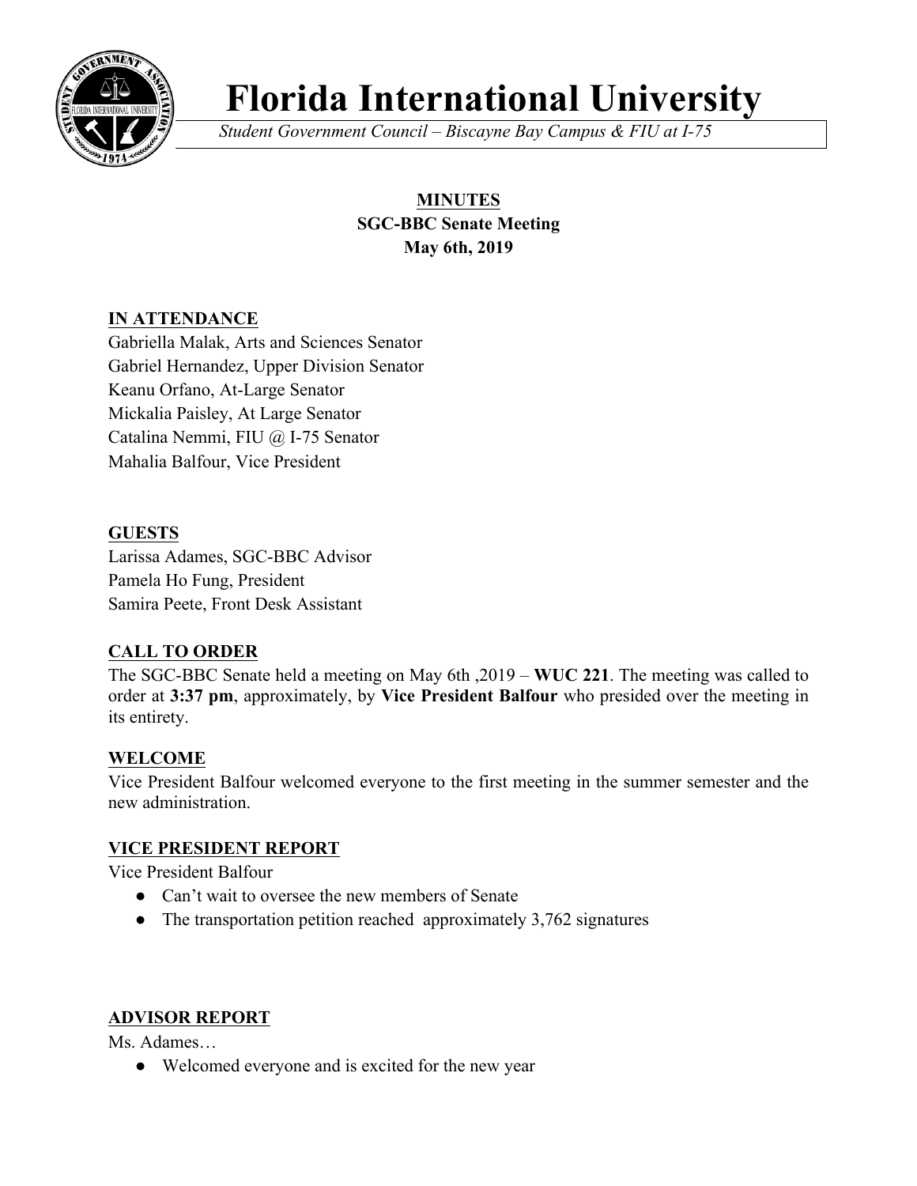# Florida International University

*Student Government Council – Biscayne Bay Campus & FIU at I-75*

**MINUTES**
**SGC-BBC Senate Meeting**
**May 6th, 2019**

## IN ATTENDANCE

Gabriella Malak, Arts and Sciences Senator
Gabriel Hernandez, Upper Division Senator
Keanu Orfano, At-Large Senator
Mickalia Paisley, At Large Senator
Catalina Nemmi, FIU @ I-75 Senator
Mahalia Balfour, Vice President

## GUESTS

Larissa Adames, SGC-BBC Advisor
Pamela Ho Fung, President
Samira Peete, Front Desk Assistant

## CALL TO ORDER

The SGC-BBC Senate held a meeting on May 6th ,2019 – **WUC 221**. The meeting was called to order at **3:37 pm**, approximately, by **Vice President Balfour** who presided over the meeting in its entirety.

## WELCOME

Vice President Balfour welcomed everyone to the first meeting in the summer semester and the new administration.

## VICE PRESIDENT REPORT

Vice President Balfour

- Can't wait to oversee the new members of Senate
- The transportation petition reached approximately 3,762 signatures

## ADVISOR REPORT

Ms. Adames…

- Welcomed everyone and is excited for the new year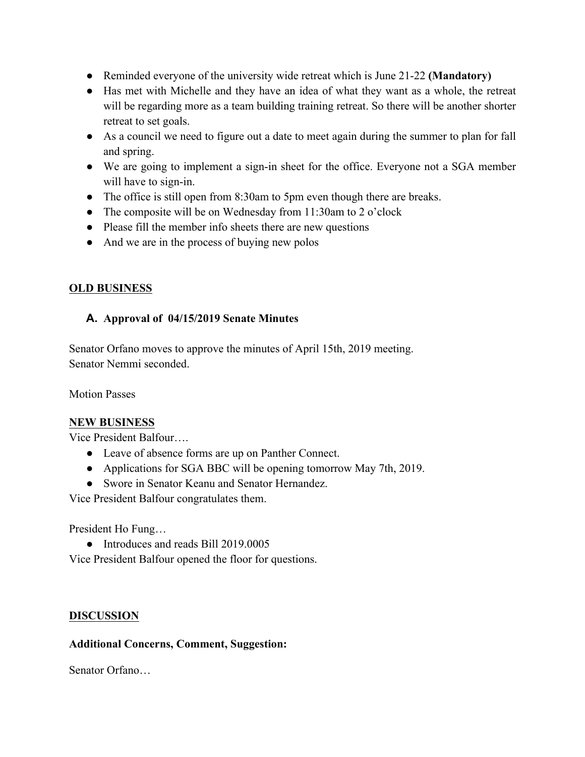- Reminded everyone of the university wide retreat which is June 21-22 **(Mandatory)**
- Has met with Michelle and they have an idea of what they want as a whole, the retreat will be regarding more as a team building training retreat. So there will be another shorter retreat to set goals.
- As a council we need to figure out a date to meet again during the summer to plan for fall and spring.
- We are going to implement a sign-in sheet for the office. Everyone not a SGA member will have to sign-in.
- The office is still open from 8:30am to 5pm even though there are breaks.
- The composite will be on Wednesday from 11:30am to 2 o'clock
- Please fill the member info sheets there are new questions
- And we are in the process of buying new polos

**OLD BUSINESS**

**A. Approval of 04/15/2019 Senate Minutes**

Senator Orfano moves to approve the minutes of April 15th, 2019 meeting.
Senator Nemmi seconded.

Motion Passes

**NEW BUSINESS**

Vice President Balfour….

- Leave of absence forms are up on Panther Connect.
- Applications for SGA BBC will be opening tomorrow May 7th, 2019.
- Swore in Senator Keanu and Senator Hernandez.

Vice President Balfour congratulates them.

President Ho Fung…

- Introduces and reads Bill 2019.0005

Vice President Balfour opened the floor for questions.

**DISCUSSION**

**Additional Concerns, Comment, Suggestion:**

Senator Orfano…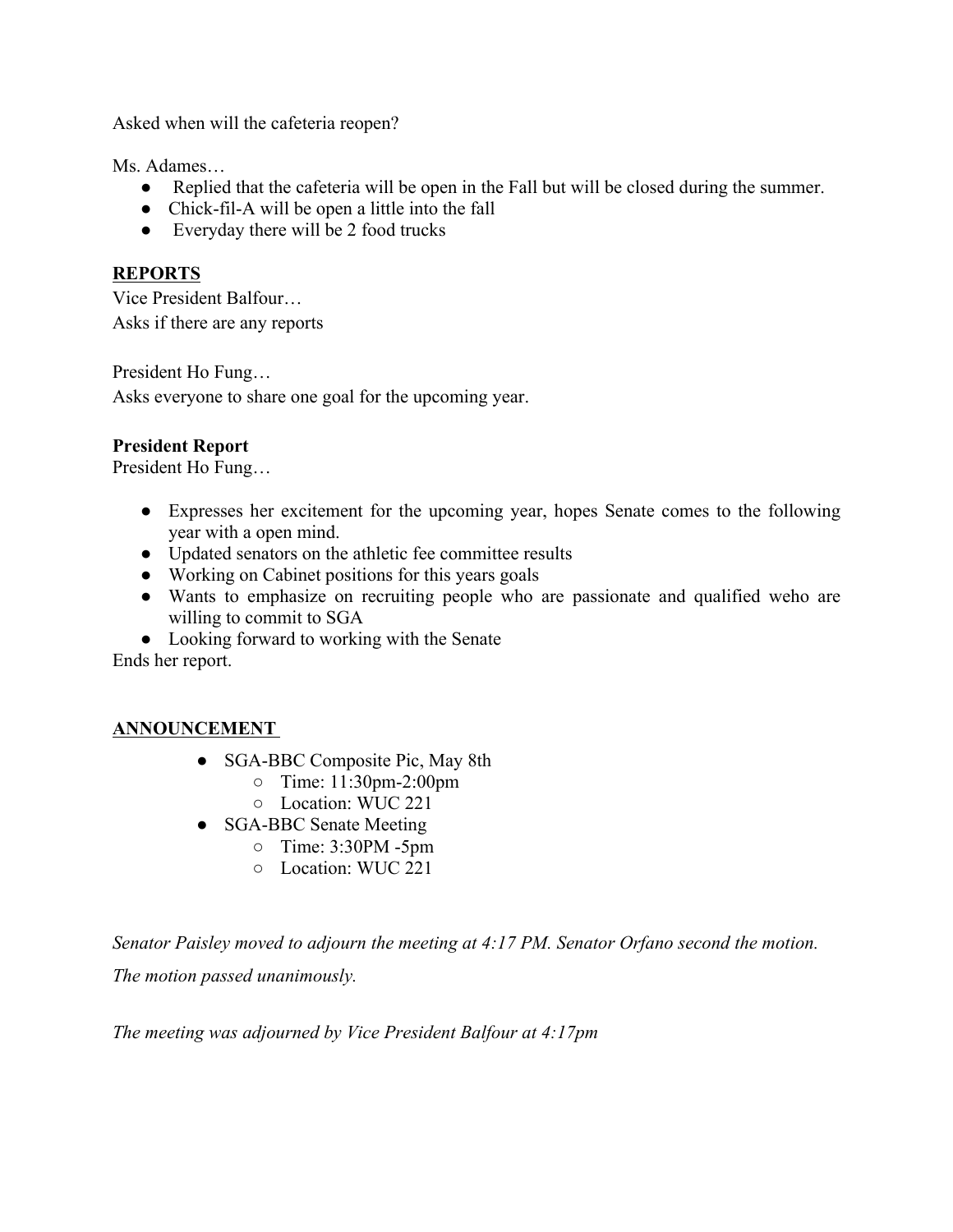Asked when will the cafeteria reopen?

Ms. Adames…

- Replied that the cafeteria will be open in the Fall but will be closed during the summer.
- Chick-fil-A will be open a little into the fall
- Everyday there will be 2 food trucks

## REPORTS

Vice President Balfour…
Asks if there are any reports

President Ho Fung…
Asks everyone to share one goal for the upcoming year.

### President Report

President Ho Fung…

- Expresses her excitement for the upcoming year, hopes Senate comes to the following year with a open mind.
- Updated senators on the athletic fee committee results
- Working on Cabinet positions for this years goals
- Wants to emphasize on recruiting people who are passionate and qualified weho are willing to commit to SGA
- Looking forward to working with the Senate

Ends her report.

## ANNOUNCEMENT

- SGA-BBC Composite Pic, May 8th
  - Time: 11:30pm-2:00pm
  - Location: WUC 221
- SGA-BBC Senate Meeting
  - Time: 3:30PM -5pm
  - Location: WUC 221

*Senator Paisley moved to adjourn the meeting at 4:17 PM. Senator Orfano second the motion. The motion passed unanimously.*

*The meeting was adjourned by Vice President Balfour at 4:17pm*